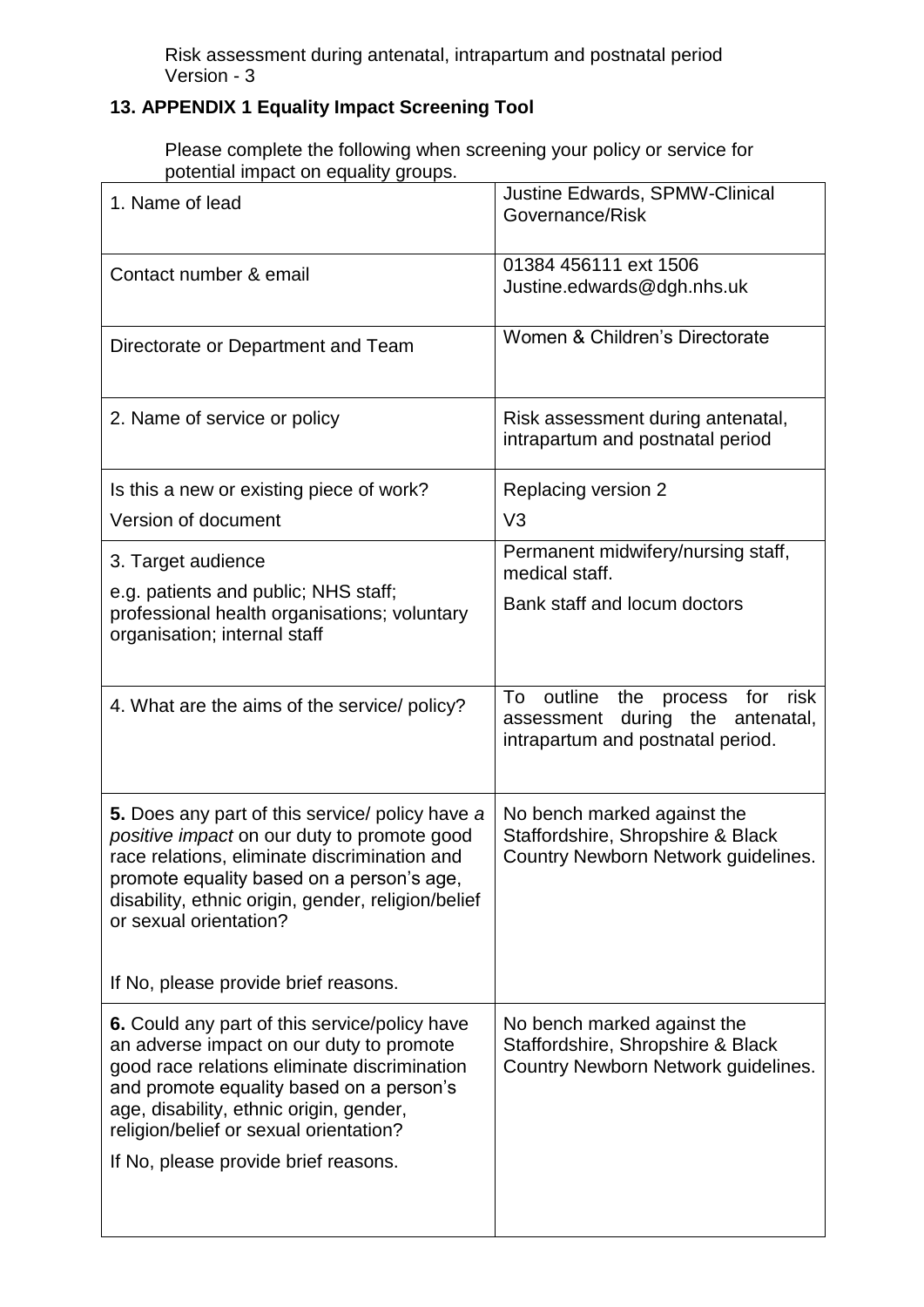## 13. APPENDIX 1 Equality Impact Screening Tool

Please complete the following when screening your policy or service for potential impact on equality groups.

| | |
|---|---|
| 1. Name of lead | Justine Edwards, SPMW-Clinical Governance/Risk |
| Contact number & email | 01384 456111 ext 1506<br>Justine.edwards@dgh.nhs.uk |
| Directorate or Department and Team | Women & Children's Directorate |
| 2. Name of service or policy | Risk assessment during antenatal, intrapartum and postnatal period |
| Is this a new or existing piece of work?<br>Version of document | Replacing version 2<br>V3 |
| 3. Target audience<br>e.g. patients and public; NHS staff; professional health organisations; voluntary organisation; internal staff | Permanent midwifery/nursing staff, medical staff.<br>Bank staff and locum doctors |
| 4. What are the aims of the service/ policy? | To outline the process for risk assessment during the antenatal, intrapartum and postnatal period. |
| **5.** Does any part of this service/ policy have *a positive impact* on our duty to promote good race relations, eliminate discrimination and promote equality based on a person's age, disability, ethnic origin, gender, religion/belief or sexual orientation?<br><br>If No, please provide brief reasons. | No bench marked against the Staffordshire, Shropshire & Black Country Newborn Network guidelines. |
| **6.** Could any part of this service/policy have an adverse impact on our duty to promote good race relations eliminate discrimination and promote equality based on a person's age, disability, ethnic origin, gender, religion/belief or sexual orientation?<br><br>If No, please provide brief reasons. | No bench marked against the Staffordshire, Shropshire & Black Country Newborn Network guidelines. |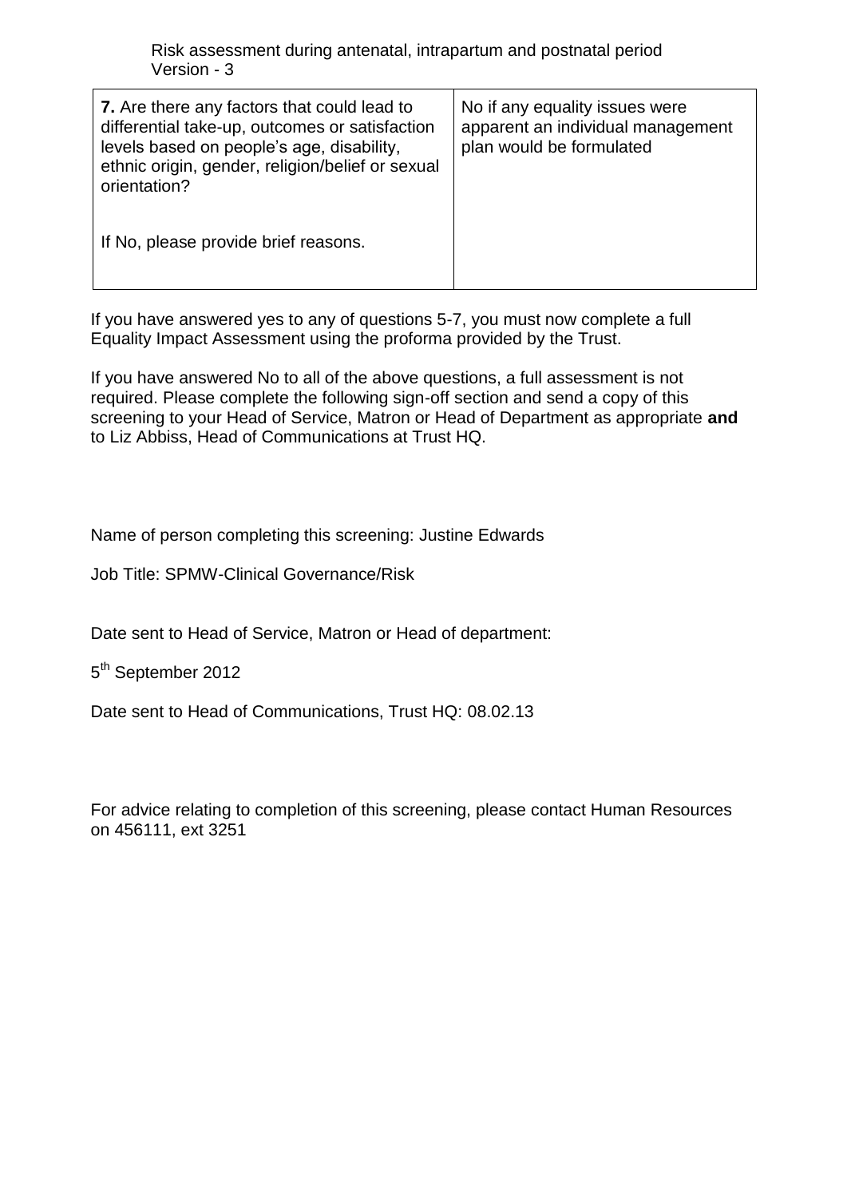| | |
|---|---|
| **7.** Are there any factors that could lead to differential take-up, outcomes or satisfaction levels based on people's age, disability, ethnic origin, gender, religion/belief or sexual orientation?<br><br>If No, please provide brief reasons. | No if any equality issues were apparent an individual management plan would be formulated |

If you have answered yes to any of questions 5-7, you must now complete a full Equality Impact Assessment using the proforma provided by the Trust.

If you have answered No to all of the above questions, a full assessment is not required. Please complete the following sign-off section and send a copy of this screening to your Head of Service, Matron or Head of Department as appropriate **and** to Liz Abbiss, Head of Communications at Trust HQ.

Name of person completing this screening: Justine Edwards

Job Title: SPMW-Clinical Governance/Risk

Date sent to Head of Service, Matron or Head of department:

5th September 2012

Date sent to Head of Communications, Trust HQ: 08.02.13

For advice relating to completion of this screening, please contact Human Resources on 456111, ext 3251